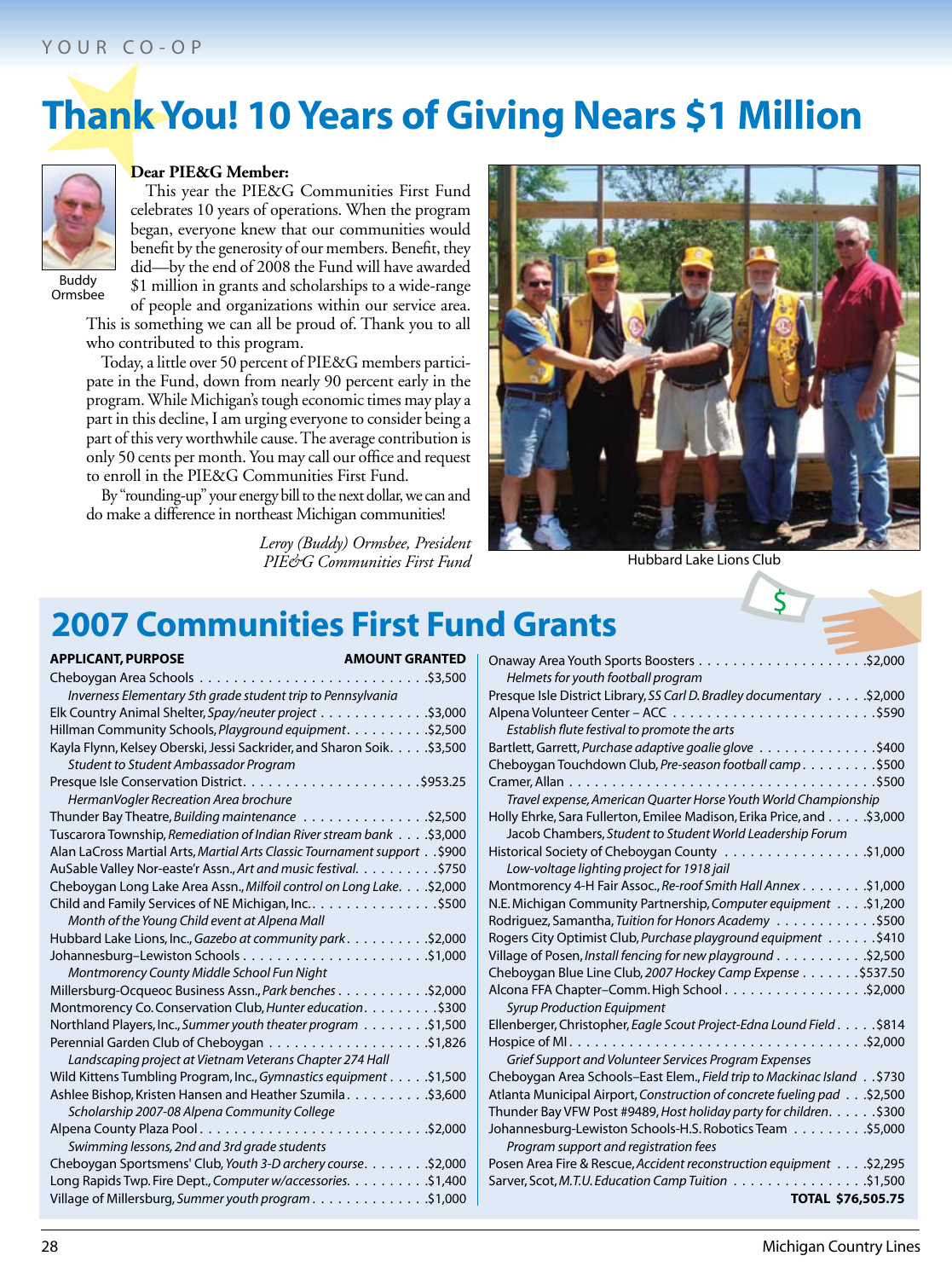YOUR CO-OP

# Thank You! 10 Years of Giving Nears $1 Million

Buddy Ormsbee

**Dear PIE&G Member:**

This year the PIE&G Communities First Fund celebrates 10 years of operations. When the program began, everyone knew that our communities would benefit by the generosity of our members. Benefit, they did—by the end of 2008 the Fund will have awarded $1 million in grants and scholarships to a wide-range of people and organizations within our service area. This is something we can all be proud of. Thank you to all who contributed to this program.

Today, a little over 50 percent of PIE&G members participate in the Fund, down from nearly 90 percent early in the program. While Michigan's tough economic times may play a part in this decline, I am urging everyone to consider being a part of this very worthwhile cause. The average contribution is only 50 cents per month. You may call our office and request to enroll in the PIE&G Communities First Fund.

By "rounding-up" your energy bill to the next dollar, we can and do make a difference in northeast Michigan communities!

*Leroy (Buddy) Ormsbee, President*
*PIE&G Communities First Fund*

Hubbard Lake Lions Club

## 2007 Communities First Fund Grants

| APPLICANT, PURPOSE | AMOUNT GRANTED |
|---|---|
| Cheboygan Area Schools — *Inverness Elementary 5th grade student trip to Pennsylvania* | $3,500 |
| Elk Country Animal Shelter, *Spay/neuter project* | $3,000 |
| Hillman Community Schools, *Playground equipment* | $2,500 |
| Kayla Flynn, Kelsey Oberski, Jessi Sackrider, and Sharon Soik — *Student to Student Ambassador Program* | $3,500 |
| Presque Isle Conservation District — *HermanVogler Recreation Area brochure* | $953.25 |
| Thunder Bay Theatre, *Building maintenance* | $2,500 |
| Tuscarora Township, *Remediation of Indian River stream bank* | $3,000 |
| Alan LaCross Martial Arts, *Martial Arts Classic Tournament support* | $900 |
| AuSable Valley Nor-easte'r Assn., *Art and music festival* | $750 |
| Cheboygan Long Lake Area Assn., *Milfoil control on Long Lake* | $2,000 |
| Child and Family Services of NE Michigan, Inc. — *Month of the Young Child event at Alpena Mall* | $500 |
| Hubbard Lake Lions, Inc., *Gazebo at community park* | $2,000 |
| Johannesburg–Lewiston Schools — *Montmorency County Middle School Fun Night* | $1,000 |
| Millersburg-Ocqueoc Business Assn., *Park benches* | $2,000 |
| Montmorency Co. Conservation Club, *Hunter education* | $300 |
| Northland Players, Inc., *Summer youth theater program* | $1,500 |
| Perennial Garden Club of Cheboygan — *Landscaping project at Vietnam Veterans Chapter 274 Hall* | $1,826 |
| Wild Kittens Tumbling Program, Inc., *Gymnastics equipment* | $1,500 |
| Ashlee Bishop, Kristen Hansen and Heather Szumila — *Scholarship 2007-08 Alpena Community College* | $3,600 |
| Alpena County Plaza Pool — *Swimming lessons, 2nd and 3rd grade students* | $2,000 |
| Cheboygan Sportsmens' Club, *Youth 3-D archery course* | $2,000 |
| Long Rapids Twp. Fire Dept., *Computer w/accessories* | $1,400 |
| Village of Millersburg, *Summer youth program* | $1,000 |
| Onaway Area Youth Sports Boosters — *Helmets for youth football program* | $2,000 |
| Presque Isle District Library, *SS Carl D. Bradley documentary* | $2,000 |
| Alpena Volunteer Center – ACC — *Establish flute festival to promote the arts* | $590 |
| Bartlett, Garrett, *Purchase adaptive goalie glove* | $400 |
| Cheboygan Touchdown Club, *Pre-season football camp* | $500 |
| Cramer, Allan — *Travel expense, American Quarter Horse Youth World Championship* | $500 |
| Holly Ehrke, Sara Fullerton, Emilee Madison, Erika Price, and Jacob Chambers, *Student to Student World Leadership Forum* | $3,000 |
| Historical Society of Cheboygan County — *Low-voltage lighting project for 1918 jail* | $1,000 |
| Montmorency 4-H Fair Assoc., *Re-roof Smith Hall Annex* | $1,000 |
| N.E. Michigan Community Partnership, *Computer equipment* | $1,200 |
| Rodriguez, Samantha, *Tuition for Honors Academy* | $500 |
| Rogers City Optimist Club, *Purchase playground equipment* | $410 |
| Village of Posen, *Install fencing for new playground* | $2,500 |
| Cheboygan Blue Line Club, *2007 Hockey Camp Expense* | $537.50 |
| Alcona FFA Chapter–Comm. High School — *Syrup Production Equipment* | $2,000 |
| Ellenberger, Christopher, *Eagle Scout Project-Edna Lound Field* | $814 |
| Hospice of MI — *Grief Support and Volunteer Services Program Expenses* | $2,000 |
| Cheboygan Area Schools–East Elem., *Field trip to Mackinac Island* | $730 |
| Atlanta Municipal Airport, *Construction of concrete fueling pad* | $2,500 |
| Thunder Bay VFW Post #9489, *Host holiday party for children* | $300 |
| Johannesburg-Lewiston Schools-H.S. Robotics Team — *Program support and registration fees* | $5,000 |
| Posen Area Fire & Rescue, *Accident reconstruction equipment* | $2,295 |
| Sarver, Scot, *M.T.U. Education Camp Tuition* | $1,500 |
| **TOTAL** | **$76,505.75** |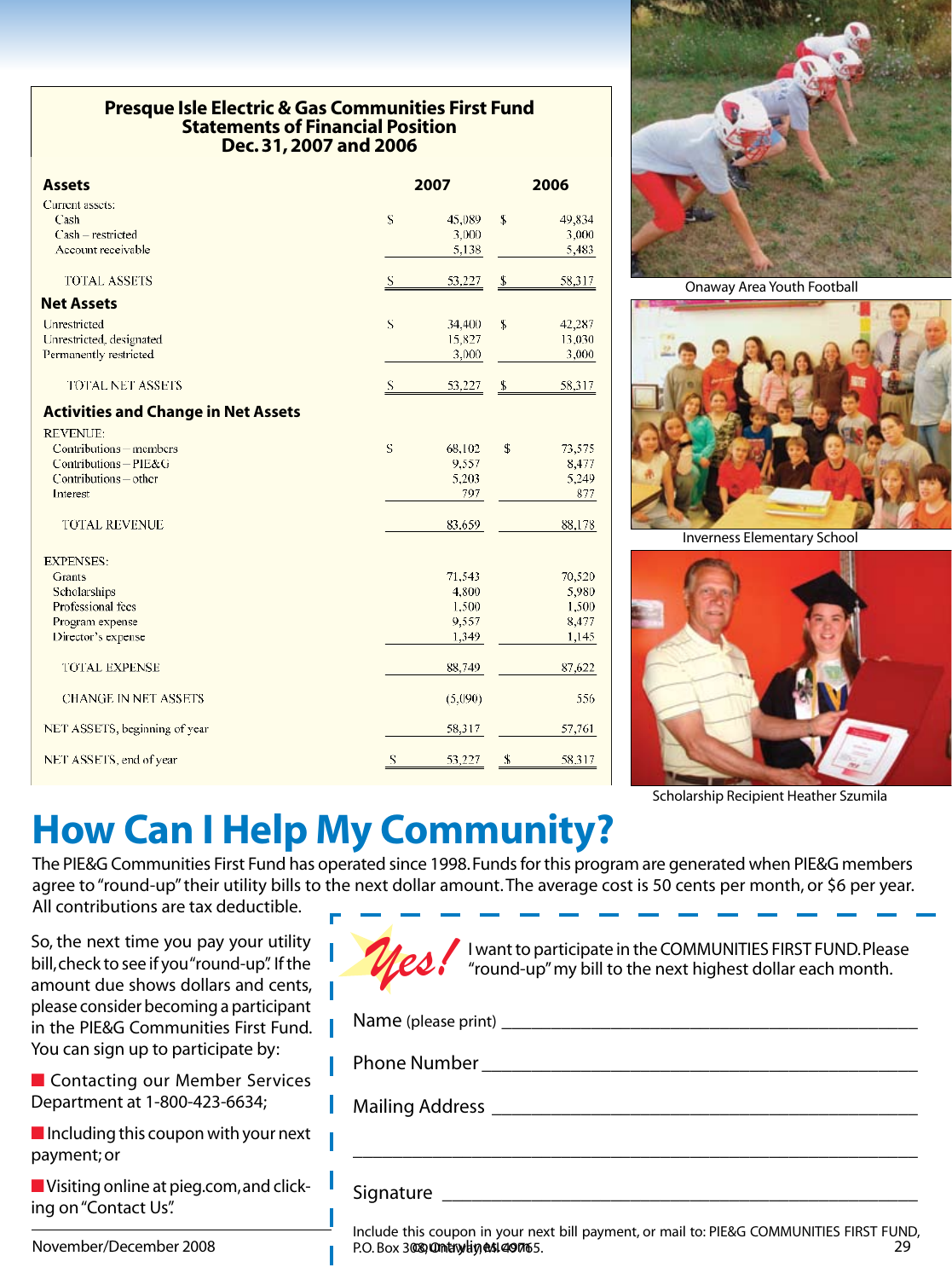## Presque Isle Electric & Gas Communities First Fund
## Statements of Financial Position
## Dec. 31, 2007 and 2006

| | 2007 | 2006 |
|---|---|---|
| **Assets** | | |
| Current assets: | | |
| Cash | $ 45,089 | $ 49,834 |
| Cash – restricted | 3,000 | 3,000 |
| Account receivable | 5,138 | 5,483 |
| TOTAL ASSETS | $ 53,227 | $ 58,317 |
| **Net Assets** | | |
| Unrestricted | $ 34,400 | $ 42,287 |
| Unrestricted, designated | 15,827 | 13,030 |
| Permanently restricted | 3,000 | 3,000 |
| TOTAL NET ASSETS | $ 53,227 | $ 58,317 |
| **Activities and Change in Net Assets** | | |
| REVENUE: | | |
| Contributions – members | $ 68,102 | $ 73,575 |
| Contributions – PIE&G | 9,557 | 8,477 |
| Contributions – other | 5,203 | 5,249 |
| Interest | 797 | 877 |
| TOTAL REVENUE | 83,659 | 88,178 |
| EXPENSES: | | |
| Grants | 71,543 | 70,520 |
| Scholarships | 4,800 | 5,980 |
| Professional fees | 1,500 | 1,500 |
| Program expense | 9,557 | 8,477 |
| Director's expense | 1,349 | 1,145 |
| TOTAL EXPENSE | 88,749 | 87,622 |
| CHANGE IN NET ASSETS | (5,090) | 556 |
| NET ASSETS, beginning of year | 58,317 | 57,761 |
| NET ASSETS, end of year | $ 53,227 | $ 58,317 |

Onaway Area Youth Football

Inverness Elementary School

Scholarship Recipient Heather Szumila

# How Can I Help My Community?

The PIE&G Communities First Fund has operated since 1998. Funds for this program are generated when PIE&G members agree to "round-up" their utility bills to the next dollar amount. The average cost is 50 cents per month, or $6 per year. All contributions are tax deductible.

So, the next time you pay your utility bill, check to see if you "round-up". If the amount due shows dollars and cents, please consider becoming a participant in the PIE&G Communities First Fund. You can sign up to participate by:

- Contacting our Member Services Department at 1-800-423-6634;
- Including this coupon with your next payment; or
- Visiting online at pieg.com, and clicking on "Contact Us".

**Yes!** I want to participate in the COMMUNITIES FIRST FUND. Please "round-up" my bill to the next highest dollar each month.

Name (please print) ____________________

Phone Number ____________________

Mailing Address ____________________

____________________

Signature ____________________

Include this coupon in your next bill payment, or mail to: PIE&G COMMUNITIES FIRST FUND, P.O. Box 308, Onaway, MI 49765.